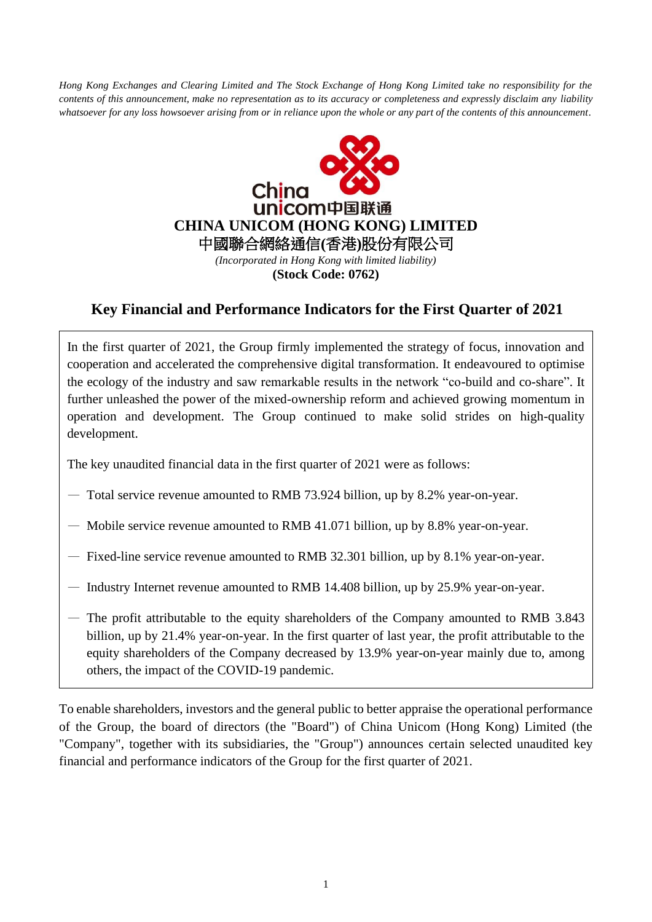*Hong Kong Exchanges and Clearing Limited and The Stock Exchange of Hong Kong Limited take no responsibility for the contents of this announcement, make no representation as to its accuracy or completeness and expressly disclaim any liability whatsoever for any loss howsoever arising from or in reliance upon the whole or any part of the contents of this announcement.*

**CHINA UNICOM (HONG KONG) LIMITED**
**中國聯合網絡通信(香港)股份有限公司**
*(Incorporated in Hong Kong with limited liability)*
**(Stock Code: 0762)**

## Key Financial and Performance Indicators for the First Quarter of 2021

In the first quarter of 2021, the Group firmly implemented the strategy of focus, innovation and cooperation and accelerated the comprehensive digital transformation. It endeavoured to optimise the ecology of the industry and saw remarkable results in the network "co-build and co-share". It further unleashed the power of the mixed-ownership reform and achieved growing momentum in operation and development. The Group continued to make solid strides on high-quality development.

The key unaudited financial data in the first quarter of 2021 were as follows:

- Total service revenue amounted to RMB 73.924 billion, up by 8.2% year-on-year.
- Mobile service revenue amounted to RMB 41.071 billion, up by 8.8% year-on-year.
- Fixed-line service revenue amounted to RMB 32.301 billion, up by 8.1% year-on-year.
- Industry Internet revenue amounted to RMB 14.408 billion, up by 25.9% year-on-year.
- The profit attributable to the equity shareholders of the Company amounted to RMB 3.843 billion, up by 21.4% year-on-year. In the first quarter of last year, the profit attributable to the equity shareholders of the Company decreased by 13.9% year-on-year mainly due to, among others, the impact of the COVID-19 pandemic.

To enable shareholders, investors and the general public to better appraise the operational performance of the Group, the board of directors (the "Board") of China Unicom (Hong Kong) Limited (the "Company", together with its subsidiaries, the "Group") announces certain selected unaudited key financial and performance indicators of the Group for the first quarter of 2021.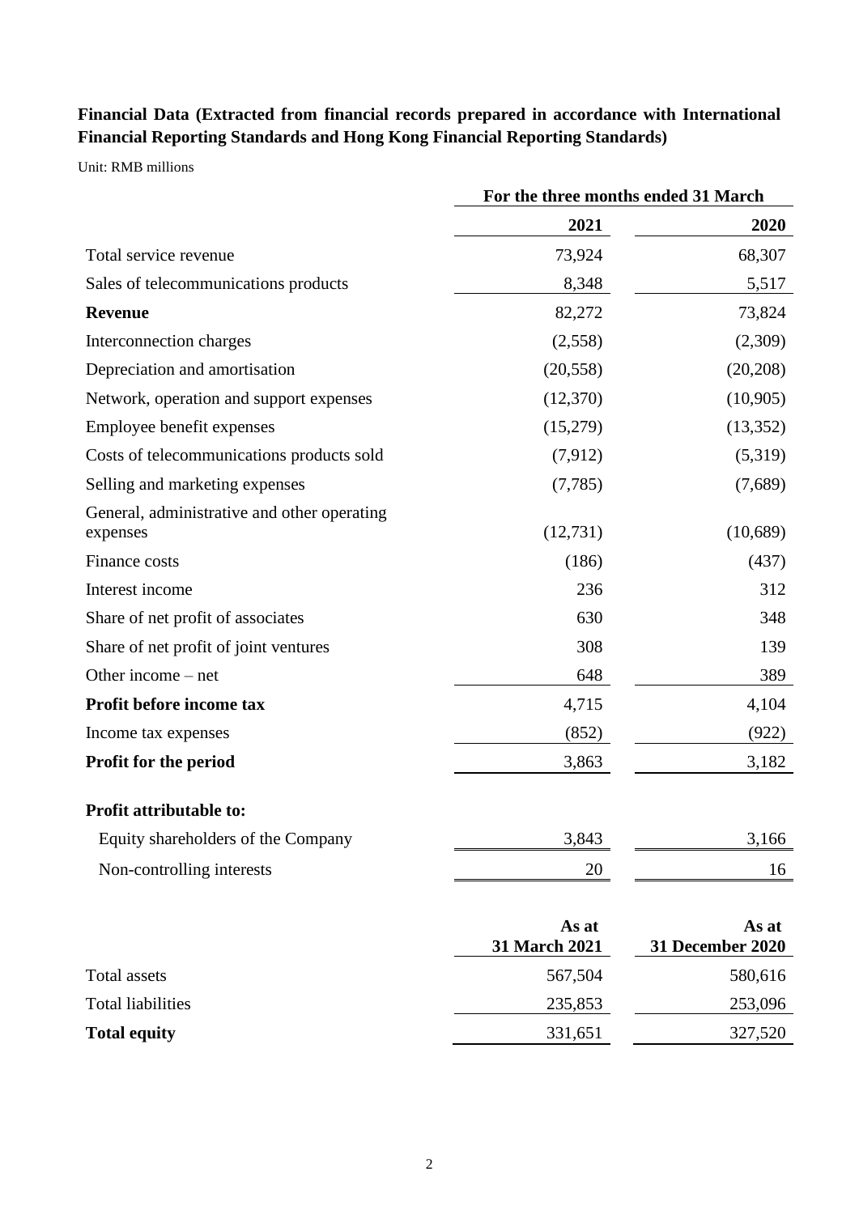**Financial Data (Extracted from financial records prepared in accordance with International Financial Reporting Standards and Hong Kong Financial Reporting Standards)**

Unit: RMB millions

| | For the three months ended 31 March | |
|---|---|---|
| | **2021** | **2020** |
| Total service revenue | 73,924 | 68,307 |
| Sales of telecommunications products | 8,348 | 5,517 |
| **Revenue** | 82,272 | 73,824 |
| Interconnection charges | (2,558) | (2,309) |
| Depreciation and amortisation | (20,558) | (20,208) |
| Network, operation and support expenses | (12,370) | (10,905) |
| Employee benefit expenses | (15,279) | (13,352) |
| Costs of telecommunications products sold | (7,912) | (5,319) |
| Selling and marketing expenses | (7,785) | (7,689) |
| General, administrative and other operating expenses | (12,731) | (10,689) |
| Finance costs | (186) | (437) |
| Interest income | 236 | 312 |
| Share of net profit of associates | 630 | 348 |
| Share of net profit of joint ventures | 308 | 139 |
| Other income – net | 648 | 389 |
| **Profit before income tax** | 4,715 | 4,104 |
| Income tax expenses | (852) | (922) |
| **Profit for the period** | 3,863 | 3,182 |
| **Profit attributable to:** | | |
| Equity shareholders of the Company | 3,843 | 3,166 |
| Non-controlling interests | 20 | 16 |

| | **As at 31 March 2021** | **As at 31 December 2020** |
|---|---|---|
| Total assets | 567,504 | 580,616 |
| Total liabilities | 235,853 | 253,096 |
| **Total equity** | 331,651 | 327,520 |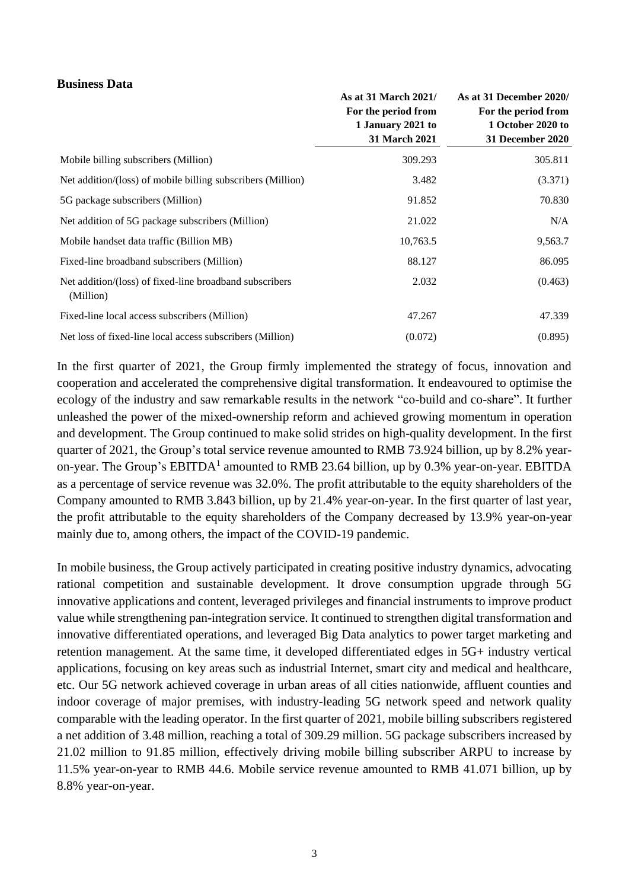**Business Data**

| | As at 31 March 2021/ For the period from 1 January 2021 to 31 March 2021 | As at 31 December 2020/ For the period from 1 October 2020 to 31 December 2020 |
|---|---|---|
| Mobile billing subscribers (Million) | 309.293 | 305.811 |
| Net addition/(loss) of mobile billing subscribers (Million) | 3.482 | (3.371) |
| 5G package subscribers (Million) | 91.852 | 70.830 |
| Net addition of 5G package subscribers (Million) | 21.022 | N/A |
| Mobile handset data traffic (Billion MB) | 10,763.5 | 9,563.7 |
| Fixed-line broadband subscribers (Million) | 88.127 | 86.095 |
| Net addition/(loss) of fixed-line broadband subscribers (Million) | 2.032 | (0.463) |
| Fixed-line local access subscribers (Million) | 47.267 | 47.339 |
| Net loss of fixed-line local access subscribers (Million) | (0.072) | (0.895) |

In the first quarter of 2021, the Group firmly implemented the strategy of focus, innovation and cooperation and accelerated the comprehensive digital transformation. It endeavoured to optimise the ecology of the industry and saw remarkable results in the network "co-build and co-share". It further unleashed the power of the mixed-ownership reform and achieved growing momentum in operation and development. The Group continued to make solid strides on high-quality development. In the first quarter of 2021, the Group's total service revenue amounted to RMB 73.924 billion, up by 8.2% year-on-year. The Group's EBITDA[1] amounted to RMB 23.64 billion, up by 0.3% year-on-year. EBITDA as a percentage of service revenue was 32.0%. The profit attributable to the equity shareholders of the Company amounted to RMB 3.843 billion, up by 21.4% year-on-year. In the first quarter of last year, the profit attributable to the equity shareholders of the Company decreased by 13.9% year-on-year mainly due to, among others, the impact of the COVID-19 pandemic.

In mobile business, the Group actively participated in creating positive industry dynamics, advocating rational competition and sustainable development. It drove consumption upgrade through 5G innovative applications and content, leveraged privileges and financial instruments to improve product value while strengthening pan-integration service. It continued to strengthen digital transformation and innovative differentiated operations, and leveraged Big Data analytics to power target marketing and retention management. At the same time, it developed differentiated edges in 5G+ industry vertical applications, focusing on key areas such as industrial Internet, smart city and medical and healthcare, etc. Our 5G network achieved coverage in urban areas of all cities nationwide, affluent counties and indoor coverage of major premises, with industry-leading 5G network speed and network quality comparable with the leading operator. In the first quarter of 2021, mobile billing subscribers registered a net addition of 3.48 million, reaching a total of 309.29 million. 5G package subscribers increased by 21.02 million to 91.85 million, effectively driving mobile billing subscriber ARPU to increase by 11.5% year-on-year to RMB 44.6. Mobile service revenue amounted to RMB 41.071 billion, up by 8.8% year-on-year.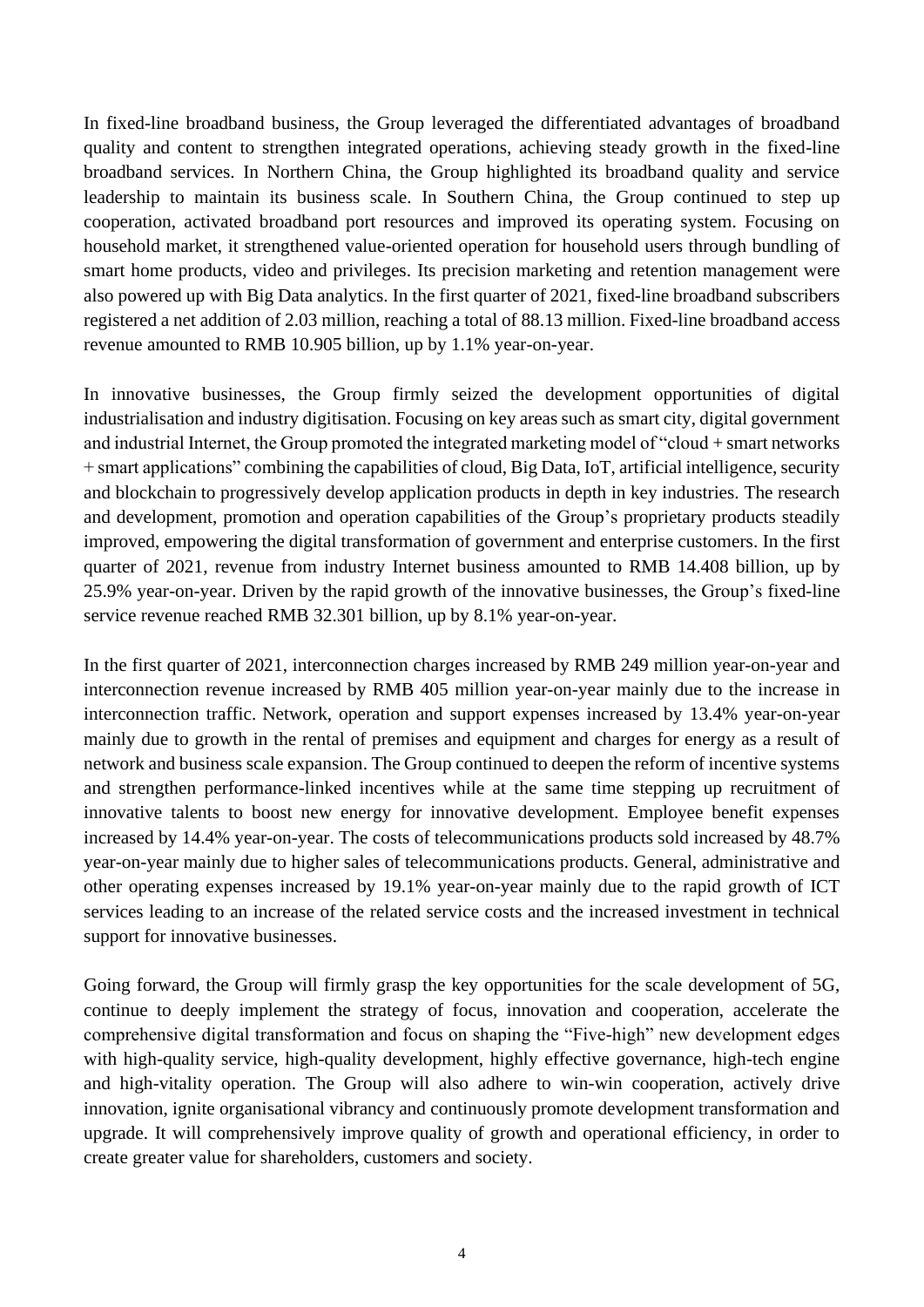In fixed-line broadband business, the Group leveraged the differentiated advantages of broadband quality and content to strengthen integrated operations, achieving steady growth in the fixed-line broadband services. In Northern China, the Group highlighted its broadband quality and service leadership to maintain its business scale. In Southern China, the Group continued to step up cooperation, activated broadband port resources and improved its operating system. Focusing on household market, it strengthened value-oriented operation for household users through bundling of smart home products, video and privileges. Its precision marketing and retention management were also powered up with Big Data analytics. In the first quarter of 2021, fixed-line broadband subscribers registered a net addition of 2.03 million, reaching a total of 88.13 million. Fixed-line broadband access revenue amounted to RMB 10.905 billion, up by 1.1% year-on-year.

In innovative businesses, the Group firmly seized the development opportunities of digital industrialisation and industry digitisation. Focusing on key areas such as smart city, digital government and industrial Internet, the Group promoted the integrated marketing model of "cloud + smart networks + smart applications" combining the capabilities of cloud, Big Data, IoT, artificial intelligence, security and blockchain to progressively develop application products in depth in key industries. The research and development, promotion and operation capabilities of the Group's proprietary products steadily improved, empowering the digital transformation of government and enterprise customers. In the first quarter of 2021, revenue from industry Internet business amounted to RMB 14.408 billion, up by 25.9% year-on-year. Driven by the rapid growth of the innovative businesses, the Group's fixed-line service revenue reached RMB 32.301 billion, up by 8.1% year-on-year.

In the first quarter of 2021, interconnection charges increased by RMB 249 million year-on-year and interconnection revenue increased by RMB 405 million year-on-year mainly due to the increase in interconnection traffic. Network, operation and support expenses increased by 13.4% year-on-year mainly due to growth in the rental of premises and equipment and charges for energy as a result of network and business scale expansion. The Group continued to deepen the reform of incentive systems and strengthen performance-linked incentives while at the same time stepping up recruitment of innovative talents to boost new energy for innovative development. Employee benefit expenses increased by 14.4% year-on-year. The costs of telecommunications products sold increased by 48.7% year-on-year mainly due to higher sales of telecommunications products. General, administrative and other operating expenses increased by 19.1% year-on-year mainly due to the rapid growth of ICT services leading to an increase of the related service costs and the increased investment in technical support for innovative businesses.

Going forward, the Group will firmly grasp the key opportunities for the scale development of 5G, continue to deeply implement the strategy of focus, innovation and cooperation, accelerate the comprehensive digital transformation and focus on shaping the "Five-high" new development edges with high-quality service, high-quality development, highly effective governance, high-tech engine and high-vitality operation. The Group will also adhere to win-win cooperation, actively drive innovation, ignite organisational vibrancy and continuously promote development transformation and upgrade. It will comprehensively improve quality of growth and operational efficiency, in order to create greater value for shareholders, customers and society.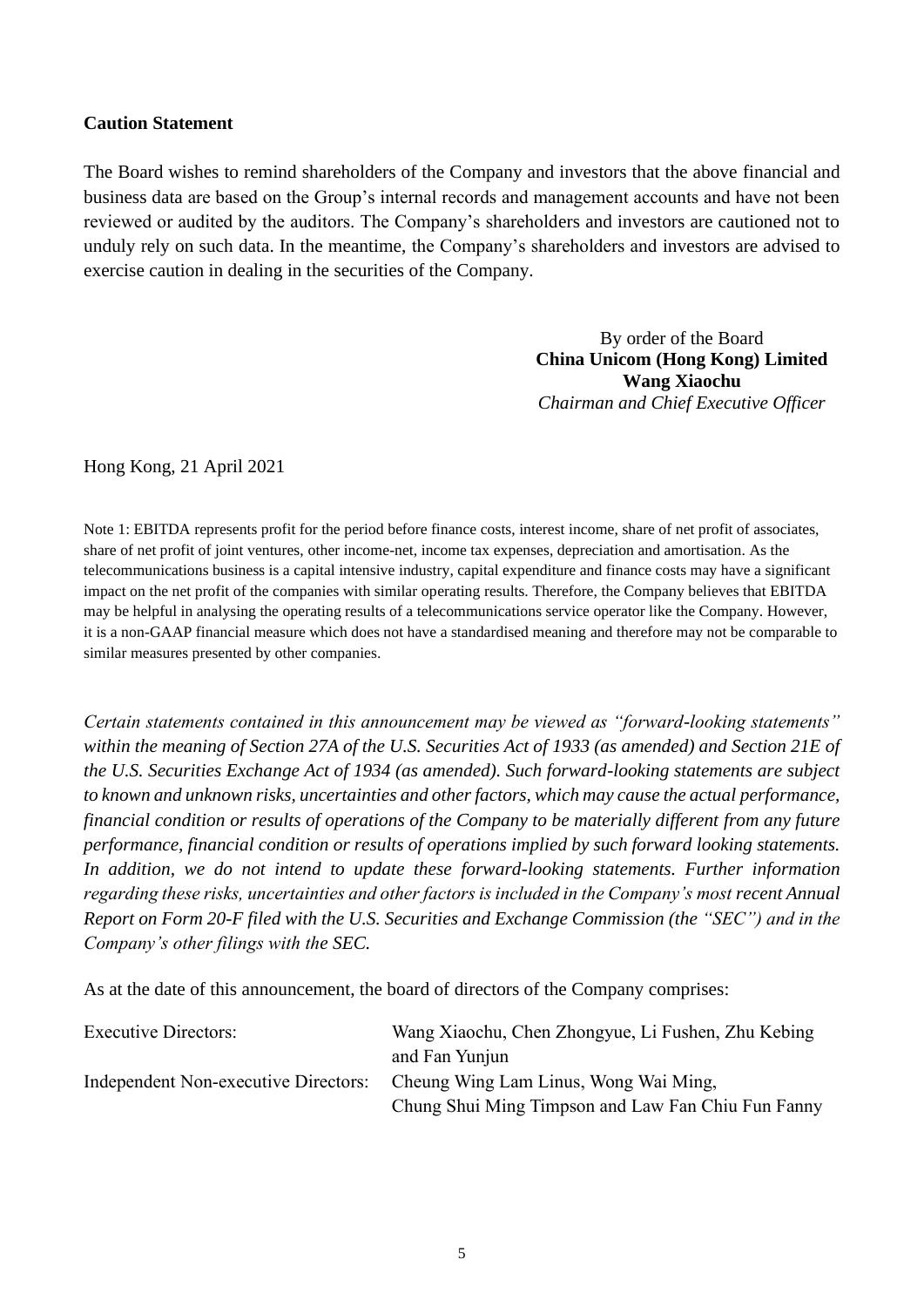**Caution Statement**

The Board wishes to remind shareholders of the Company and investors that the above financial and business data are based on the Group's internal records and management accounts and have not been reviewed or audited by the auditors. The Company's shareholders and investors are cautioned not to unduly rely on such data. In the meantime, the Company's shareholders and investors are advised to exercise caution in dealing in the securities of the Company.

By order of the Board
**China Unicom (Hong Kong) Limited**
**Wang Xiaochu**
*Chairman and Chief Executive Officer*

Hong Kong, 21 April 2021

Note 1: EBITDA represents profit for the period before finance costs, interest income, share of net profit of associates, share of net profit of joint ventures, other income-net, income tax expenses, depreciation and amortisation. As the telecommunications business is a capital intensive industry, capital expenditure and finance costs may have a significant impact on the net profit of the companies with similar operating results. Therefore, the Company believes that EBITDA may be helpful in analysing the operating results of a telecommunications service operator like the Company. However, it is a non-GAAP financial measure which does not have a standardised meaning and therefore may not be comparable to similar measures presented by other companies.

*Certain statements contained in this announcement may be viewed as "forward-looking statements" within the meaning of Section 27A of the U.S. Securities Act of 1933 (as amended) and Section 21E of the U.S. Securities Exchange Act of 1934 (as amended). Such forward-looking statements are subject to known and unknown risks, uncertainties and other factors, which may cause the actual performance, financial condition or results of operations of the Company to be materially different from any future performance, financial condition or results of operations implied by such forward looking statements. In addition, we do not intend to update these forward-looking statements. Further information regarding these risks, uncertainties and other factors is included in the Company's most recent Annual Report on Form 20-F filed with the U.S. Securities and Exchange Commission (the "SEC") and in the Company's other filings with the SEC.*

As at the date of this announcement, the board of directors of the Company comprises:

| | |
|---|---|
| Executive Directors: | Wang Xiaochu, Chen Zhongyue, Li Fushen, Zhu Kebing and Fan Yunjun |
| Independent Non-executive Directors: | Cheung Wing Lam Linus, Wong Wai Ming, Chung Shui Ming Timpson and Law Fan Chiu Fun Fanny |